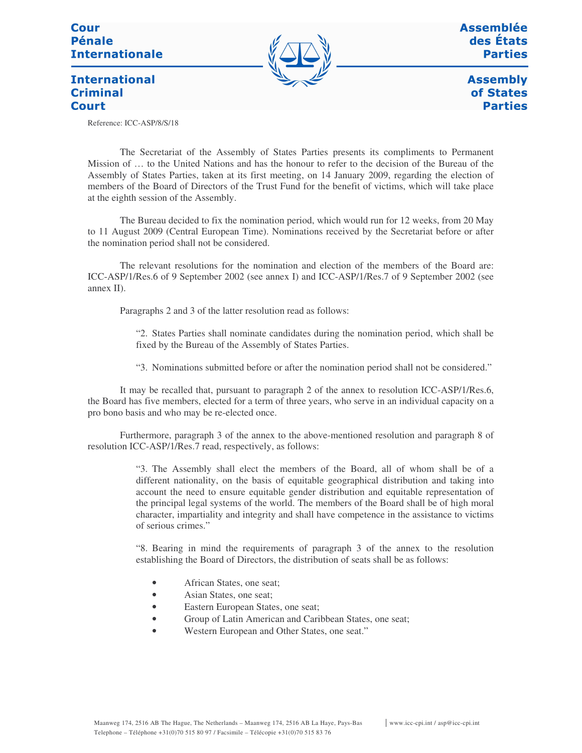**Cour Pénale Internationale** | **Assemblée des États Parties**

**International Criminal Court** | **Assembly of States Parties**

Reference: ICC-ASP/8/S/18

The Secretariat of the Assembly of States Parties presents its compliments to Permanent Mission of … to the United Nations and has the honour to refer to the decision of the Bureau of the Assembly of States Parties, taken at its first meeting, on 14 January 2009, regarding the election of members of the Board of Directors of the Trust Fund for the benefit of victims, which will take place at the eighth session of the Assembly.

The Bureau decided to fix the nomination period, which would run for 12 weeks, from 20 May to 11 August 2009 (Central European Time). Nominations received by the Secretariat before or after the nomination period shall not be considered.

The relevant resolutions for the nomination and election of the members of the Board are: ICC-ASP/1/Res.6 of 9 September 2002 (see annex I) and ICC-ASP/1/Res.7 of 9 September 2002 (see annex II).

Paragraphs 2 and 3 of the latter resolution read as follows:

> "2. States Parties shall nominate candidates during the nomination period, which shall be fixed by the Bureau of the Assembly of States Parties.
>
> "3. Nominations submitted before or after the nomination period shall not be considered."

It may be recalled that, pursuant to paragraph 2 of the annex to resolution ICC-ASP/1/Res.6, the Board has five members, elected for a term of three years, who serve in an individual capacity on a pro bono basis and who may be re-elected once.

Furthermore, paragraph 3 of the annex to the above-mentioned resolution and paragraph 8 of resolution ICC-ASP/1/Res.7 read, respectively, as follows:

> "3. The Assembly shall elect the members of the Board, all of whom shall be of a different nationality, on the basis of equitable geographical distribution and taking into account the need to ensure equitable gender distribution and equitable representation of the principal legal systems of the world. The members of the Board shall be of high moral character, impartiality and integrity and shall have competence in the assistance to victims of serious crimes."
>
> "8. Bearing in mind the requirements of paragraph 3 of the annex to the resolution establishing the Board of Directors, the distribution of seats shall be as follows:
>
> - African States, one seat;
> - Asian States, one seat;
> - Eastern European States, one seat;
> - Group of Latin American and Caribbean States, one seat;
> - Western European and Other States, one seat."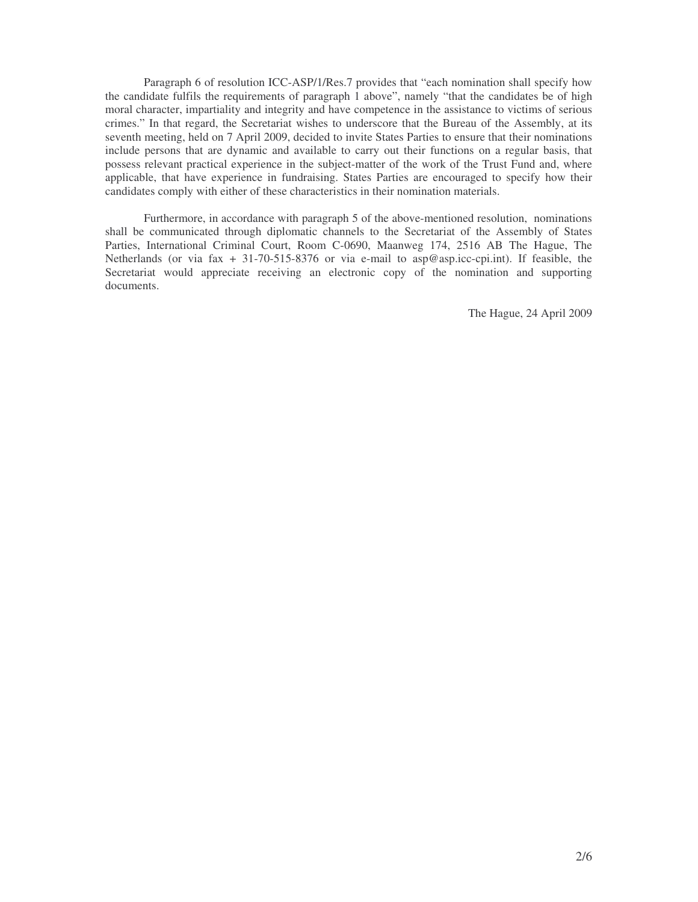Paragraph 6 of resolution ICC-ASP/1/Res.7 provides that "each nomination shall specify how the candidate fulfils the requirements of paragraph 1 above", namely "that the candidates be of high moral character, impartiality and integrity and have competence in the assistance to victims of serious crimes." In that regard, the Secretariat wishes to underscore that the Bureau of the Assembly, at its seventh meeting, held on 7 April 2009, decided to invite States Parties to ensure that their nominations include persons that are dynamic and available to carry out their functions on a regular basis, that possess relevant practical experience in the subject-matter of the work of the Trust Fund and, where applicable, that have experience in fundraising. States Parties are encouraged to specify how their candidates comply with either of these characteristics in their nomination materials.

Furthermore, in accordance with paragraph 5 of the above-mentioned resolution, nominations shall be communicated through diplomatic channels to the Secretariat of the Assembly of States Parties, International Criminal Court, Room C-0690, Maanweg 174, 2516 AB The Hague, The Netherlands (or via fax + 31-70-515-8376 or via e-mail to asp@asp.icc-cpi.int). If feasible, the Secretariat would appreciate receiving an electronic copy of the nomination and supporting documents.

The Hague, 24 April 2009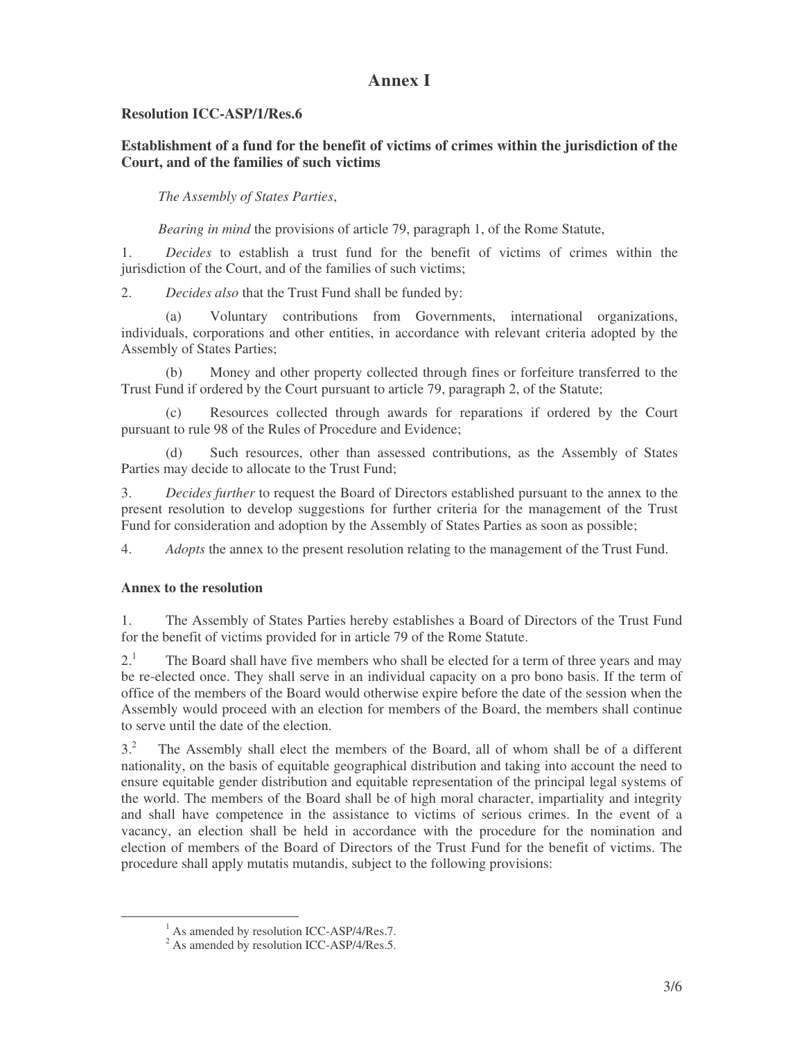# Annex I

**Resolution ICC-ASP/1/Res.6**

**Establishment of a fund for the benefit of victims of crimes within the jurisdiction of the Court, and of the families of such victims**

*The Assembly of States Parties*,

*Bearing in mind* the provisions of article 79, paragraph 1, of the Rome Statute,

1. *Decides* to establish a trust fund for the benefit of victims of crimes within the jurisdiction of the Court, and of the families of such victims;

2. *Decides also* that the Trust Fund shall be funded by:

   (a) Voluntary contributions from Governments, international organizations, individuals, corporations and other entities, in accordance with relevant criteria adopted by the Assembly of States Parties;

   (b) Money and other property collected through fines or forfeiture transferred to the Trust Fund if ordered by the Court pursuant to article 79, paragraph 2, of the Statute;

   (c) Resources collected through awards for reparations if ordered by the Court pursuant to rule 98 of the Rules of Procedure and Evidence;

   (d) Such resources, other than assessed contributions, as the Assembly of States Parties may decide to allocate to the Trust Fund;

3. *Decides further* to request the Board of Directors established pursuant to the annex to the present resolution to develop suggestions for further criteria for the management of the Trust Fund for consideration and adoption by the Assembly of States Parties as soon as possible;

4. *Adopts* the annex to the present resolution relating to the management of the Trust Fund.

**Annex to the resolution**

1. The Assembly of States Parties hereby establishes a Board of Directors of the Trust Fund for the benefit of victims provided for in article 79 of the Rome Statute.

2.[1] The Board shall have five members who shall be elected for a term of three years and may be re-elected once. They shall serve in an individual capacity on a pro bono basis. If the term of office of the members of the Board would otherwise expire before the date of the session when the Assembly would proceed with an election for members of the Board, the members shall continue to serve until the date of the election.

3.[2] The Assembly shall elect the members of the Board, all of whom shall be of a different nationality, on the basis of equitable geographical distribution and taking into account the need to ensure equitable gender distribution and equitable representation of the principal legal systems of the world. The members of the Board shall be of high moral character, impartiality and integrity and shall have competence in the assistance to victims of serious crimes. In the event of a vacancy, an election shall be held in accordance with the procedure for the nomination and election of members of the Board of Directors of the Trust Fund for the benefit of victims. The procedure shall apply mutatis mutandis, subject to the following provisions:

---

[1] As amended by resolution ICC-ASP/4/Res.7.

[2] As amended by resolution ICC-ASP/4/Res.5.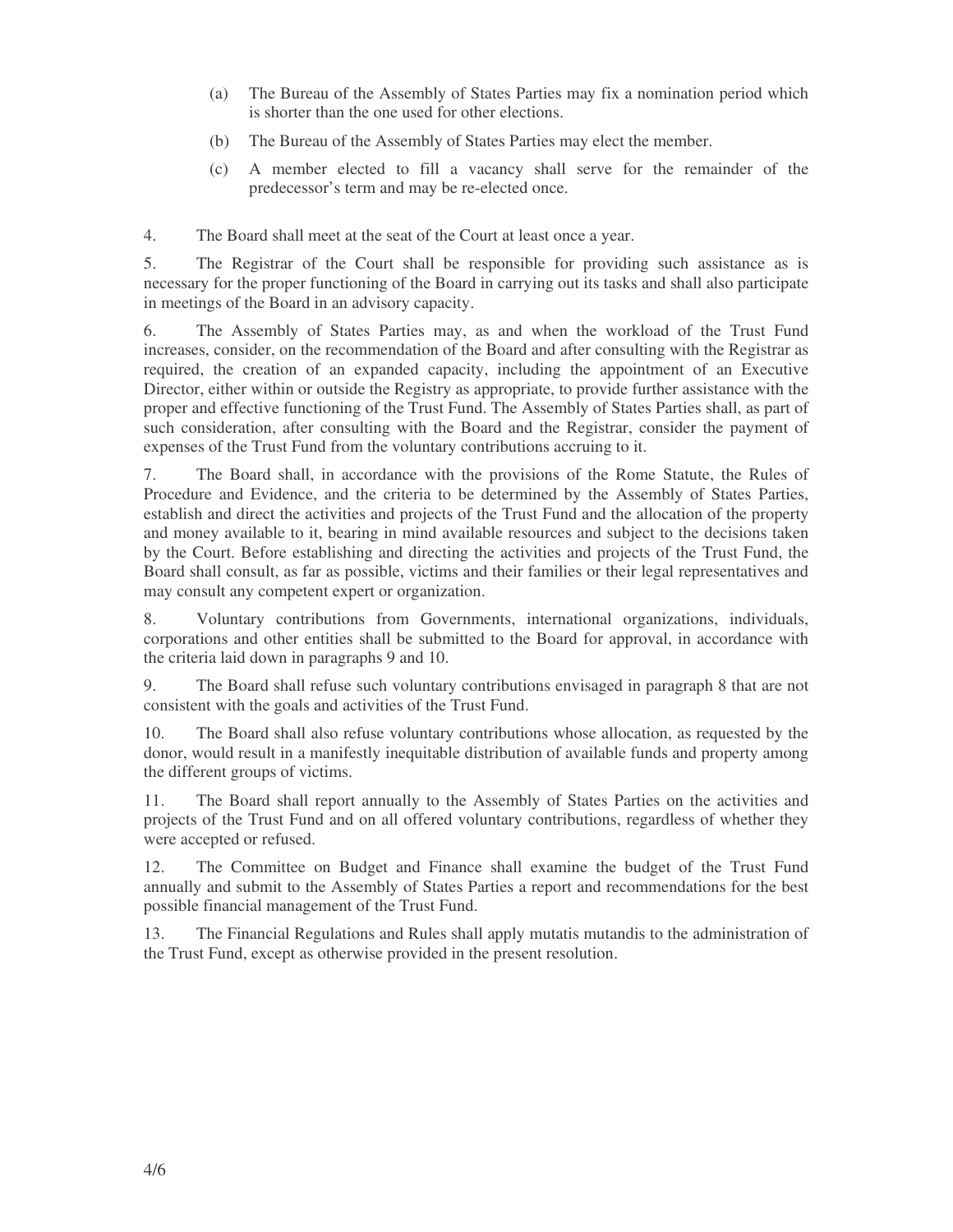(a) The Bureau of the Assembly of States Parties may fix a nomination period which is shorter than the one used for other elections.

(b) The Bureau of the Assembly of States Parties may elect the member.

(c) A member elected to fill a vacancy shall serve for the remainder of the predecessor's term and may be re-elected once.

4. The Board shall meet at the seat of the Court at least once a year.

5. The Registrar of the Court shall be responsible for providing such assistance as is necessary for the proper functioning of the Board in carrying out its tasks and shall also participate in meetings of the Board in an advisory capacity.

6. The Assembly of States Parties may, as and when the workload of the Trust Fund increases, consider, on the recommendation of the Board and after consulting with the Registrar as required, the creation of an expanded capacity, including the appointment of an Executive Director, either within or outside the Registry as appropriate, to provide further assistance with the proper and effective functioning of the Trust Fund. The Assembly of States Parties shall, as part of such consideration, after consulting with the Board and the Registrar, consider the payment of expenses of the Trust Fund from the voluntary contributions accruing to it.

7. The Board shall, in accordance with the provisions of the Rome Statute, the Rules of Procedure and Evidence, and the criteria to be determined by the Assembly of States Parties, establish and direct the activities and projects of the Trust Fund and the allocation of the property and money available to it, bearing in mind available resources and subject to the decisions taken by the Court. Before establishing and directing the activities and projects of the Trust Fund, the Board shall consult, as far as possible, victims and their families or their legal representatives and may consult any competent expert or organization.

8. Voluntary contributions from Governments, international organizations, individuals, corporations and other entities shall be submitted to the Board for approval, in accordance with the criteria laid down in paragraphs 9 and 10.

9. The Board shall refuse such voluntary contributions envisaged in paragraph 8 that are not consistent with the goals and activities of the Trust Fund.

10. The Board shall also refuse voluntary contributions whose allocation, as requested by the donor, would result in a manifestly inequitable distribution of available funds and property among the different groups of victims.

11. The Board shall report annually to the Assembly of States Parties on the activities and projects of the Trust Fund and on all offered voluntary contributions, regardless of whether they were accepted or refused.

12. The Committee on Budget and Finance shall examine the budget of the Trust Fund annually and submit to the Assembly of States Parties a report and recommendations for the best possible financial management of the Trust Fund.

13. The Financial Regulations and Rules shall apply mutatis mutandis to the administration of the Trust Fund, except as otherwise provided in the present resolution.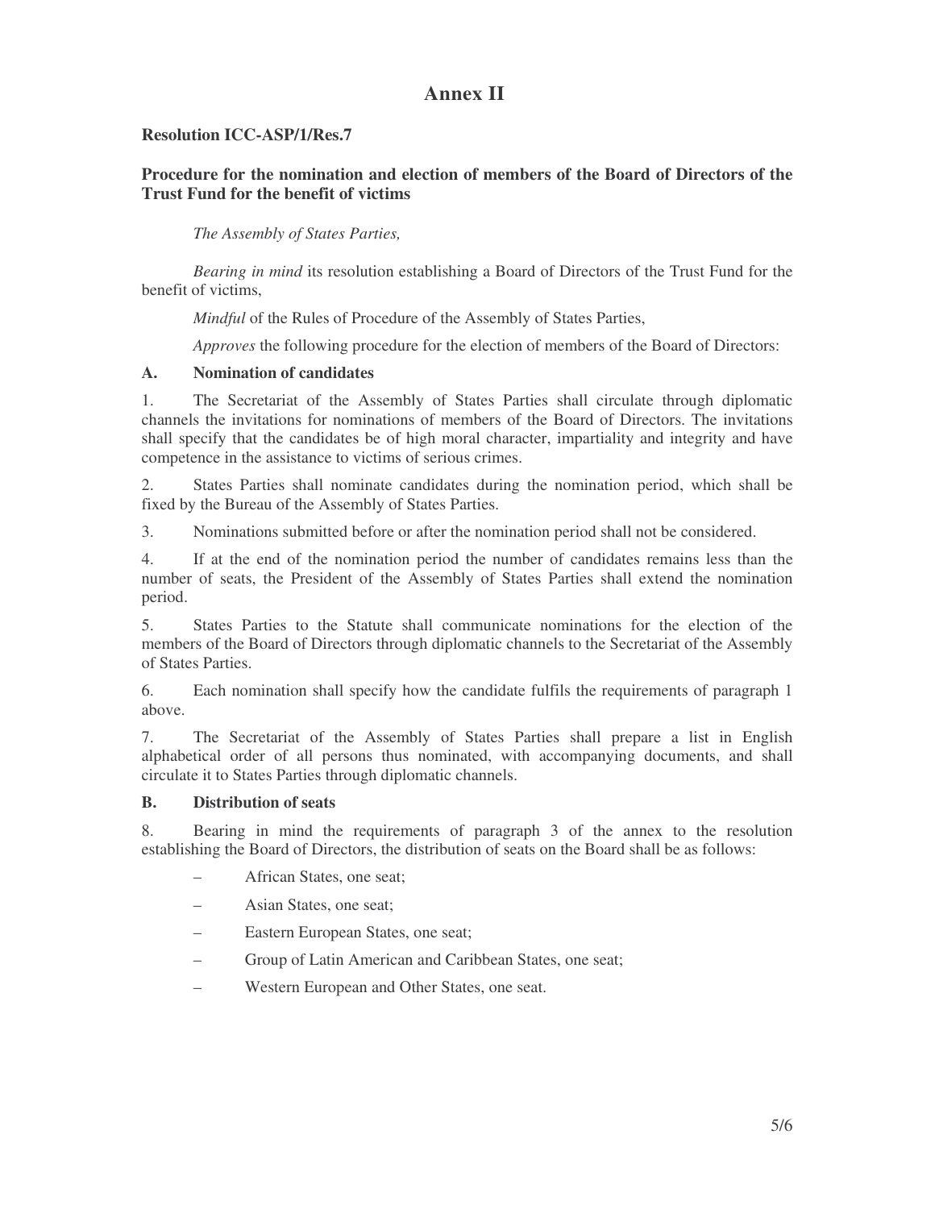# Annex II

**Resolution ICC-ASP/1/Res.7**

**Procedure for the nomination and election of members of the Board of Directors of the Trust Fund for the benefit of victims**

*The Assembly of States Parties,*

*Bearing in mind* its resolution establishing a Board of Directors of the Trust Fund for the benefit of victims,

*Mindful* of the Rules of Procedure of the Assembly of States Parties,

*Approves* the following procedure for the election of members of the Board of Directors:

**A. Nomination of candidates**

1. The Secretariat of the Assembly of States Parties shall circulate through diplomatic channels the invitations for nominations of members of the Board of Directors. The invitations shall specify that the candidates be of high moral character, impartiality and integrity and have competence in the assistance to victims of serious crimes.

2. States Parties shall nominate candidates during the nomination period, which shall be fixed by the Bureau of the Assembly of States Parties.

3. Nominations submitted before or after the nomination period shall not be considered.

4. If at the end of the nomination period the number of candidates remains less than the number of seats, the President of the Assembly of States Parties shall extend the nomination period.

5. States Parties to the Statute shall communicate nominations for the election of the members of the Board of Directors through diplomatic channels to the Secretariat of the Assembly of States Parties.

6. Each nomination shall specify how the candidate fulfils the requirements of paragraph 1 above.

7. The Secretariat of the Assembly of States Parties shall prepare a list in English alphabetical order of all persons thus nominated, with accompanying documents, and shall circulate it to States Parties through diplomatic channels.

**B. Distribution of seats**

8. Bearing in mind the requirements of paragraph 3 of the annex to the resolution establishing the Board of Directors, the distribution of seats on the Board shall be as follows:

- African States, one seat;
- Asian States, one seat;
- Eastern European States, one seat;
- Group of Latin American and Caribbean States, one seat;
- Western European and Other States, one seat.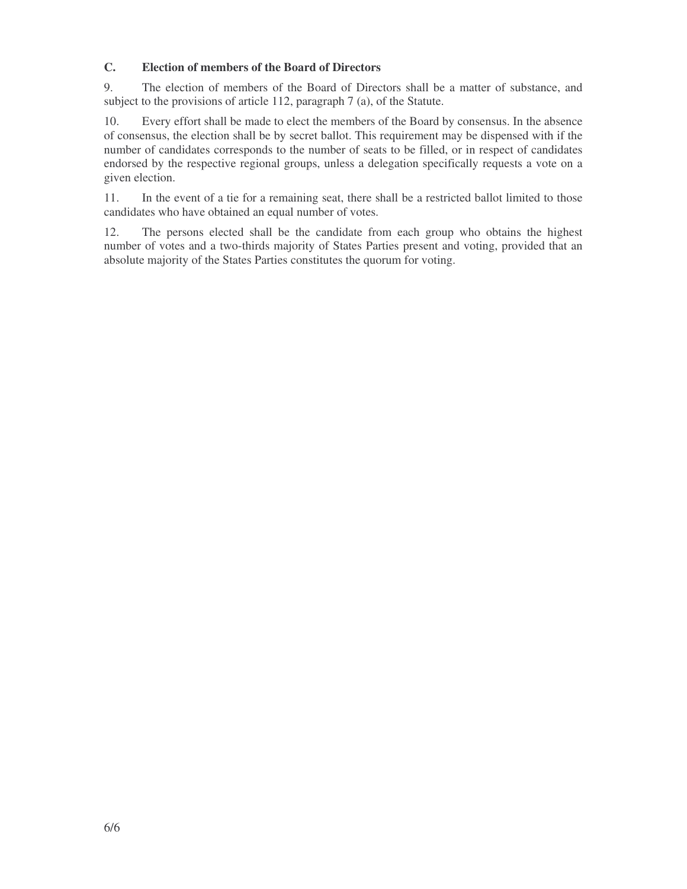## C. Election of members of the Board of Directors

9. The election of members of the Board of Directors shall be a matter of substance, and subject to the provisions of article 112, paragraph 7 (a), of the Statute.

10. Every effort shall be made to elect the members of the Board by consensus. In the absence of consensus, the election shall be by secret ballot. This requirement may be dispensed with if the number of candidates corresponds to the number of seats to be filled, or in respect of candidates endorsed by the respective regional groups, unless a delegation specifically requests a vote on a given election.

11. In the event of a tie for a remaining seat, there shall be a restricted ballot limited to those candidates who have obtained an equal number of votes.

12. The persons elected shall be the candidate from each group who obtains the highest number of votes and a two-thirds majority of States Parties present and voting, provided that an absolute majority of the States Parties constitutes the quorum for voting.